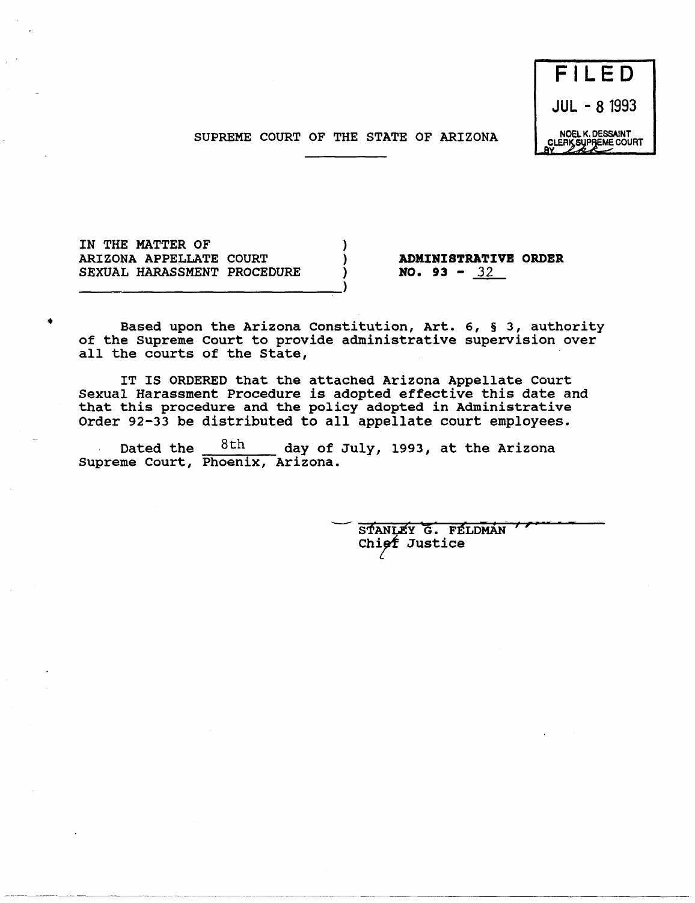FILED

JUL - 8 1993

NOEL K. DESSAINT
CLERK SUPREME COURT
BY

SUPREME COURT OF THE STATE OF ARIZONA

IN THE MATTER OF
ARIZONA APPELLATE COURT
SEXUAL HARASSMENT PROCEDURE

**ADMINISTRATIVE ORDER**
**NO. 93 - 32**

Based upon the Arizona Constitution, Art. 6, § 3, authority of the Supreme Court to provide administrative supervision over all the courts of the State,

IT IS ORDERED that the attached Arizona Appellate Court Sexual Harassment Procedure is adopted effective this date and that this procedure and the policy adopted in Administrative Order 92-33 be distributed to all appellate court employees.

Dated the 8th day of July, 1993, at the Arizona Supreme Court, Phoenix, Arizona.

STANLEY G. FELDMAN
Chief Justice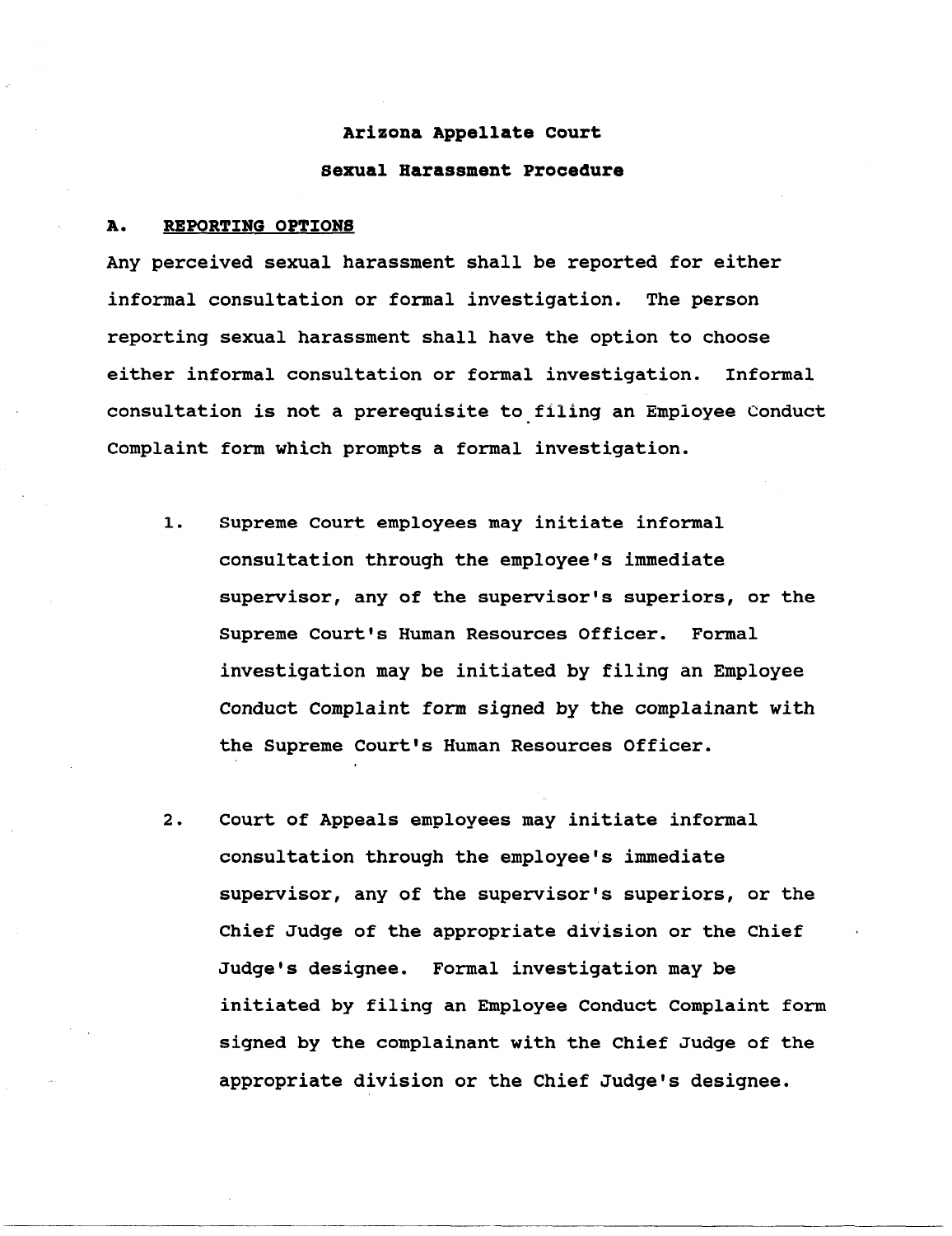# Arizona Appellate Court

## Sexual Harassment Procedure

### A. REPORTING OPTIONS

Any perceived sexual harassment shall be reported for either informal consultation or formal investigation. The person reporting sexual harassment shall have the option to choose either informal consultation or formal investigation. Informal consultation is not a prerequisite to filing an Employee Conduct Complaint form which prompts a formal investigation.

1. Supreme Court employees may initiate informal consultation through the employee's immediate supervisor, any of the supervisor's superiors, or the Supreme Court's Human Resources Officer. Formal investigation may be initiated by filing an Employee Conduct Complaint form signed by the complainant with the Supreme Court's Human Resources Officer.

2. Court of Appeals employees may initiate informal consultation through the employee's immediate supervisor, any of the supervisor's superiors, or the Chief Judge of the appropriate division or the Chief Judge's designee. Formal investigation may be initiated by filing an Employee Conduct Complaint form signed by the complainant with the Chief Judge of the appropriate division or the Chief Judge's designee.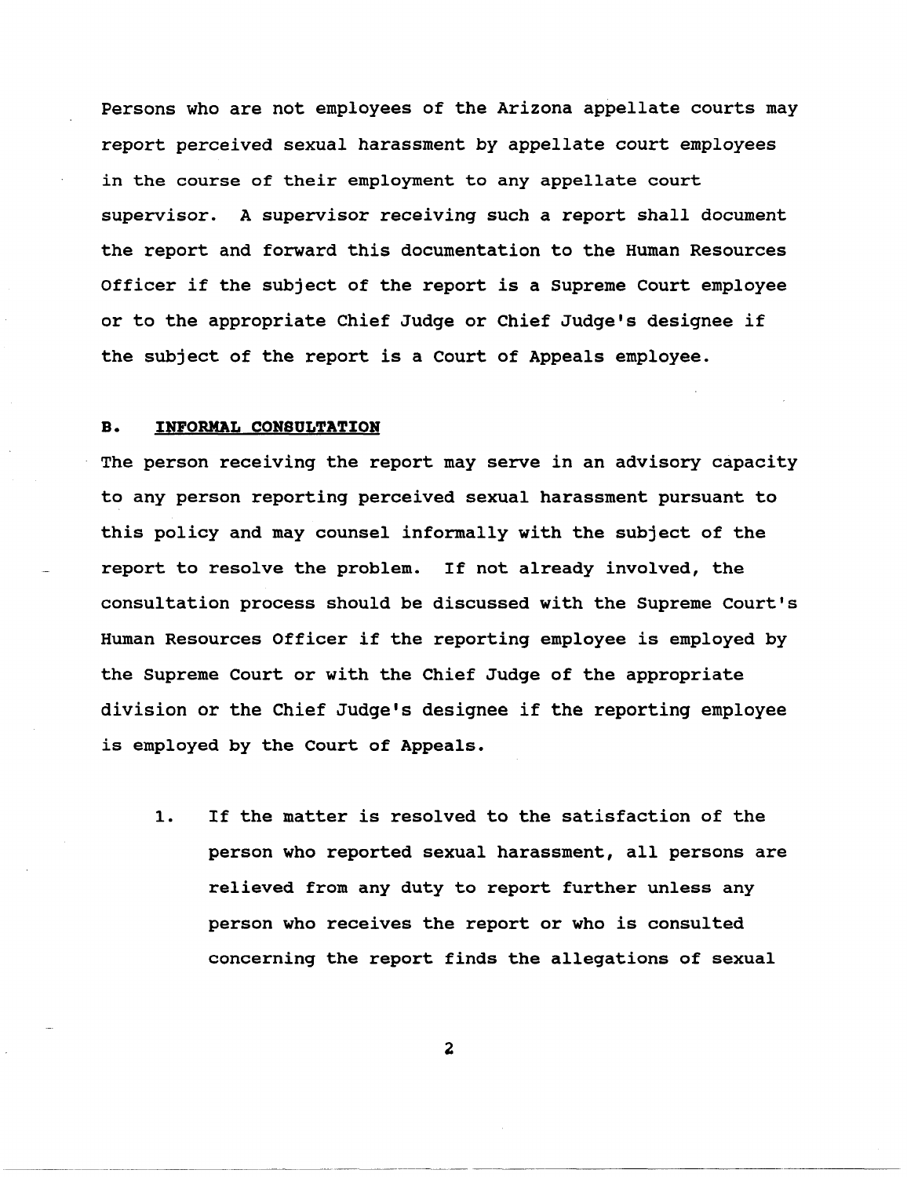Persons who are not employees of the Arizona appellate courts may report perceived sexual harassment by appellate court employees in the course of their employment to any appellate court supervisor. A supervisor receiving such a report shall document the report and forward this documentation to the Human Resources Officer if the subject of the report is a Supreme Court employee or to the appropriate Chief Judge or Chief Judge's designee if the subject of the report is a Court of Appeals employee.

### B. INFORMAL CONSULTATION

The person receiving the report may serve in an advisory capacity to any person reporting perceived sexual harassment pursuant to this policy and may counsel informally with the subject of the report to resolve the problem. If not already involved, the consultation process should be discussed with the Supreme Court's Human Resources Officer if the reporting employee is employed by the Supreme Court or with the Chief Judge of the appropriate division or the Chief Judge's designee if the reporting employee is employed by the Court of Appeals.

1. If the matter is resolved to the satisfaction of the person who reported sexual harassment, all persons are relieved from any duty to report further unless any person who receives the report or who is consulted concerning the report finds the allegations of sexual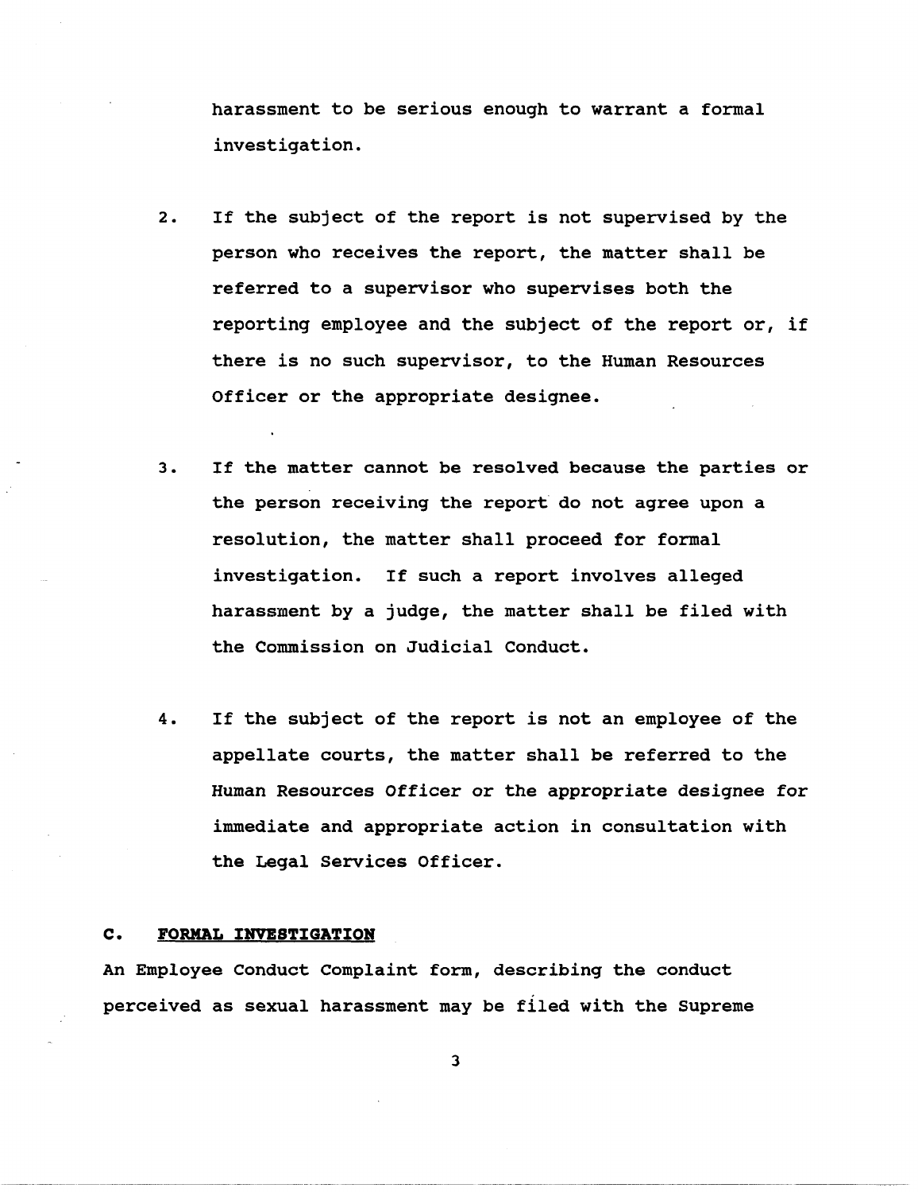harassment to be serious enough to warrant a formal investigation.

2. If the subject of the report is not supervised by the person who receives the report, the matter shall be referred to a supervisor who supervises both the reporting employee and the subject of the report or, if there is no such supervisor, to the Human Resources Officer or the appropriate designee.

3. If the matter cannot be resolved because the parties or the person receiving the report do not agree upon a resolution, the matter shall proceed for formal investigation. If such a report involves alleged harassment by a judge, the matter shall be filed with the Commission on Judicial Conduct.

4. If the subject of the report is not an employee of the appellate courts, the matter shall be referred to the Human Resources Officer or the appropriate designee for immediate and appropriate action in consultation with the Legal Services Officer.

### C. <u>FORMAL INVESTIGATION</u>

An Employee Conduct Complaint form, describing the conduct perceived as sexual harassment may be filed with the Supreme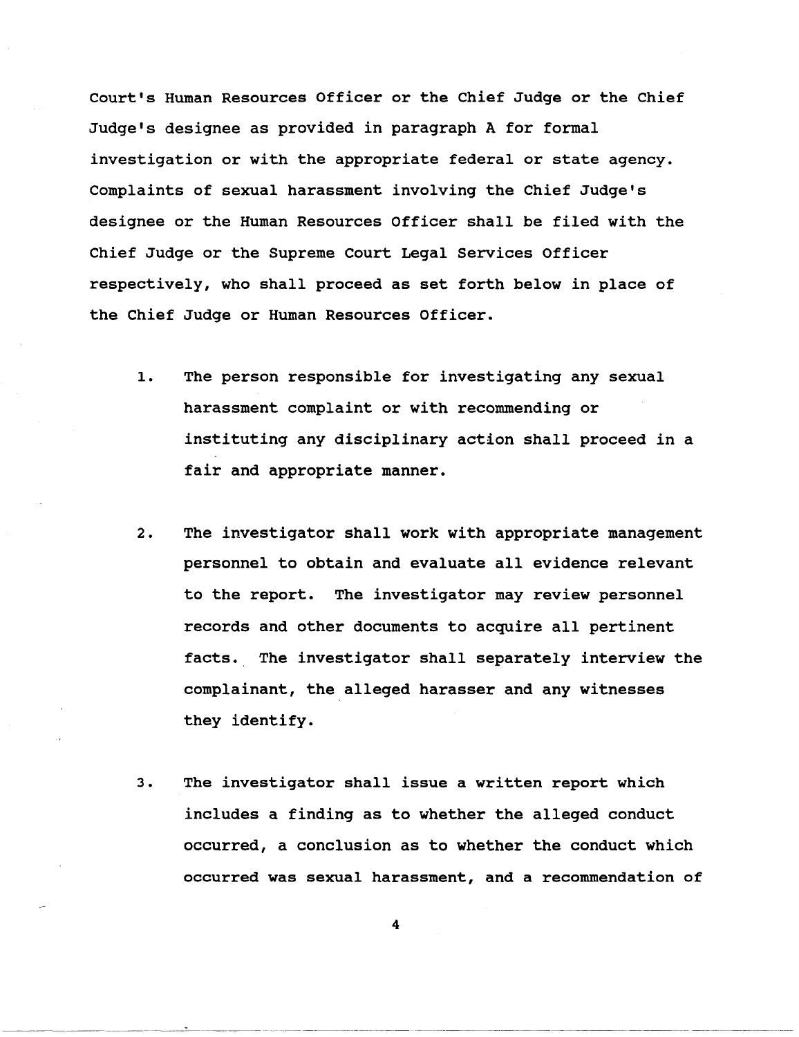Court's Human Resources Officer or the Chief Judge or the Chief Judge's designee as provided in paragraph A for formal investigation or with the appropriate federal or state agency. Complaints of sexual harassment involving the Chief Judge's designee or the Human Resources Officer shall be filed with the Chief Judge or the Supreme Court Legal Services Officer respectively, who shall proceed as set forth below in place of the Chief Judge or Human Resources Officer.

1. The person responsible for investigating any sexual harassment complaint or with recommending or instituting any disciplinary action shall proceed in a fair and appropriate manner.

2. The investigator shall work with appropriate management personnel to obtain and evaluate all evidence relevant to the report. The investigator may review personnel records and other documents to acquire all pertinent facts. The investigator shall separately interview the complainant, the alleged harasser and any witnesses they identify.

3. The investigator shall issue a written report which includes a finding as to whether the alleged conduct occurred, a conclusion as to whether the conduct which occurred was sexual harassment, and a recommendation of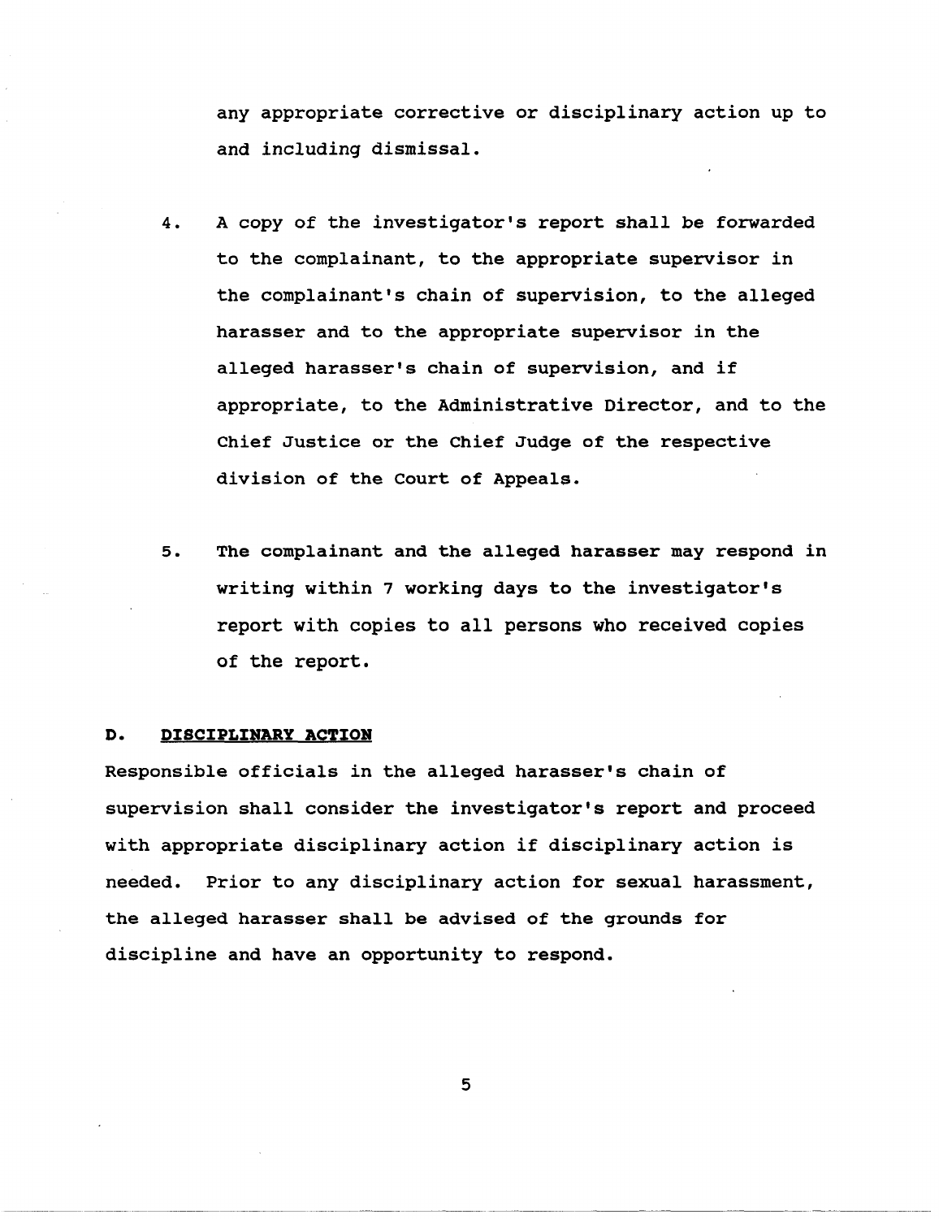any appropriate corrective or disciplinary action up to and including dismissal.

4. A copy of the investigator's report shall be forwarded to the complainant, to the appropriate supervisor in the complainant's chain of supervision, to the alleged harasser and to the appropriate supervisor in the alleged harasser's chain of supervision, and if appropriate, to the Administrative Director, and to the Chief Justice or the Chief Judge of the respective division of the Court of Appeals.

5. The complainant and the alleged harasser may respond in writing within 7 working days to the investigator's report with copies to all persons who received copies of the report.

### D. DISCIPLINARY ACTION

Responsible officials in the alleged harasser's chain of supervision shall consider the investigator's report and proceed with appropriate disciplinary action if disciplinary action is needed. Prior to any disciplinary action for sexual harassment, the alleged harasser shall be advised of the grounds for discipline and have an opportunity to respond.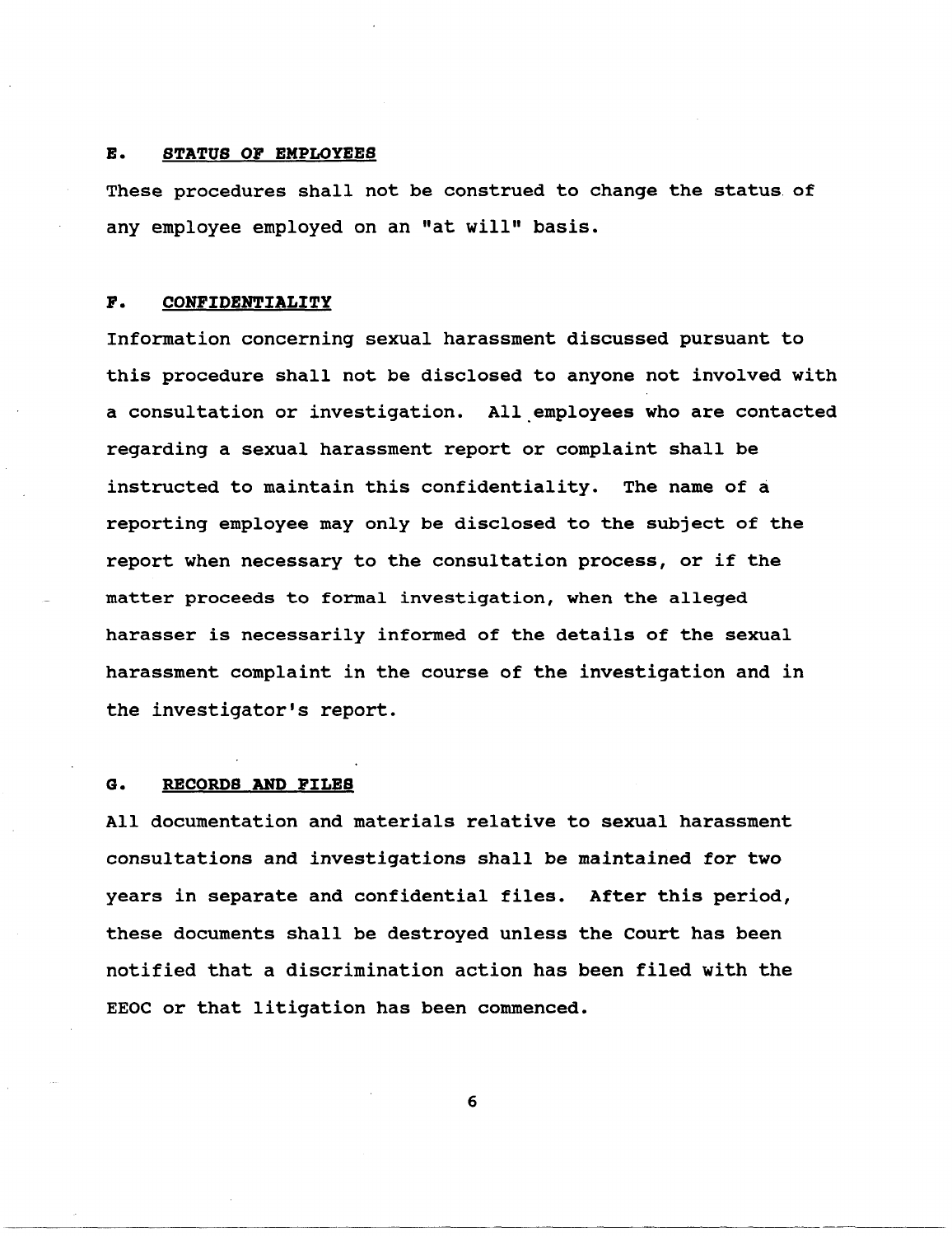### E. STATUS OF EMPLOYEES

These procedures shall not be construed to change the status of any employee employed on an "at will" basis.

### F. CONFIDENTIALITY

Information concerning sexual harassment discussed pursuant to this procedure shall not be disclosed to anyone not involved with a consultation or investigation. All employees who are contacted regarding a sexual harassment report or complaint shall be instructed to maintain this confidentiality. The name of a reporting employee may only be disclosed to the subject of the report when necessary to the consultation process, or if the matter proceeds to formal investigation, when the alleged harasser is necessarily informed of the details of the sexual harassment complaint in the course of the investigation and in the investigator's report.

### G. RECORDS AND FILES

All documentation and materials relative to sexual harassment consultations and investigations shall be maintained for two years in separate and confidential files. After this period, these documents shall be destroyed unless the Court has been notified that a discrimination action has been filed with the EEOC or that litigation has been commenced.